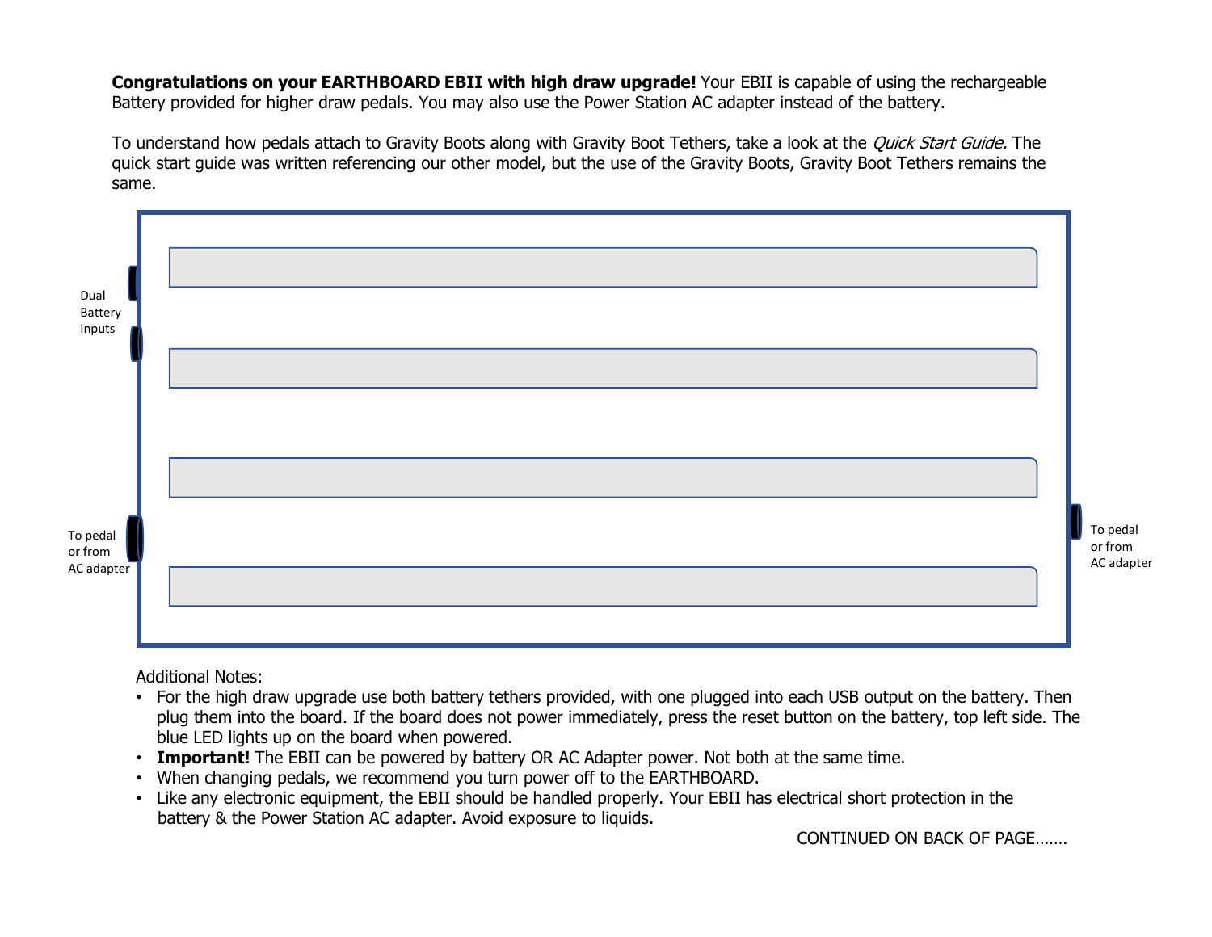**Congratulations on your EARTHBOARD EBII with high draw upgrade!** Your EBII is capable of using the rechargeable Battery provided for higher draw pedals. You may also use the Power Station AC adapter instead of the battery.

To understand how pedals attach to Gravity Boots along with Gravity Boot Tethers, take a look at the *Quick Start Guide.* The quick start guide was written referencing our other model, but the use of the Gravity Boots, Gravity Boot Tethers remains the same.

Dual Battery Inputs

To pedal or from AC adapter

To pedal or from AC adapter

Additional Notes:

- For the high draw upgrade use both battery tethers provided, with one plugged into each USB output on the battery. Then plug them into the board. If the board does not power immediately, press the reset button on the battery, top left side. The blue LED lights up on the board when powered.
- **Important!** The EBII can be powered by battery OR AC Adapter power. Not both at the same time.
- When changing pedals, we recommend you turn power off to the EARTHBOARD.
- Like any electronic equipment, the EBII should be handled properly. Your EBII has electrical short protection in the battery & the Power Station AC adapter. Avoid exposure to liquids.

CONTINUED ON BACK OF PAGE…….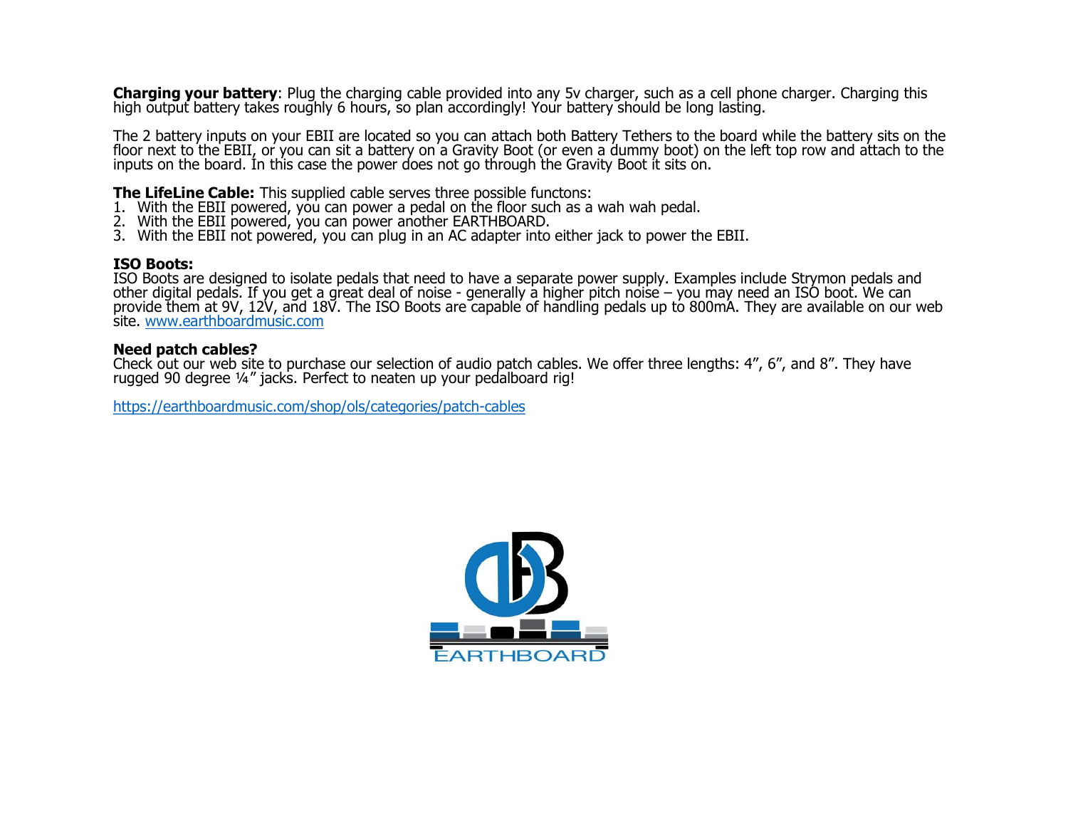**Charging your battery**: Plug the charging cable provided into any 5v charger, such as a cell phone charger. Charging this high output battery takes roughly 6 hours, so plan accordingly! Your battery should be long lasting.

The 2 battery inputs on your EBII are located so you can attach both Battery Tethers to the board while the battery sits on the floor next to the EBII, or you can sit a battery on a Gravity Boot (or even a dummy boot) on the left top row and attach to the inputs on the board. In this case the power does not go through the Gravity Boot it sits on.

**The LifeLine Cable:** This supplied cable serves three possible functons:

1. With the EBII powered, you can power a pedal on the floor such as a wah wah pedal.
2. With the EBII powered, you can power another EARTHBOARD.
3. With the EBII not powered, you can plug in an AC adapter into either jack to power the EBII.

**ISO Boots:**
ISO Boots are designed to isolate pedals that need to have a separate power supply. Examples include Strymon pedals and other digital pedals. If you get a great deal of noise - generally a higher pitch noise – you may need an ISO boot. We can provide them at 9V, 12V, and 18V. The ISO Boots are capable of handling pedals up to 800mA. They are available on our web site. www.earthboardmusic.com

**Need patch cables?**
Check out our web site to purchase our selection of audio patch cables. We offer three lengths: 4″, 6″, and 8″. They have rugged 90 degree ¼″ jacks. Perfect to neaten up your pedalboard rig!

https://earthboardmusic.com/shop/ols/categories/patch-cables

EARTHBOARD